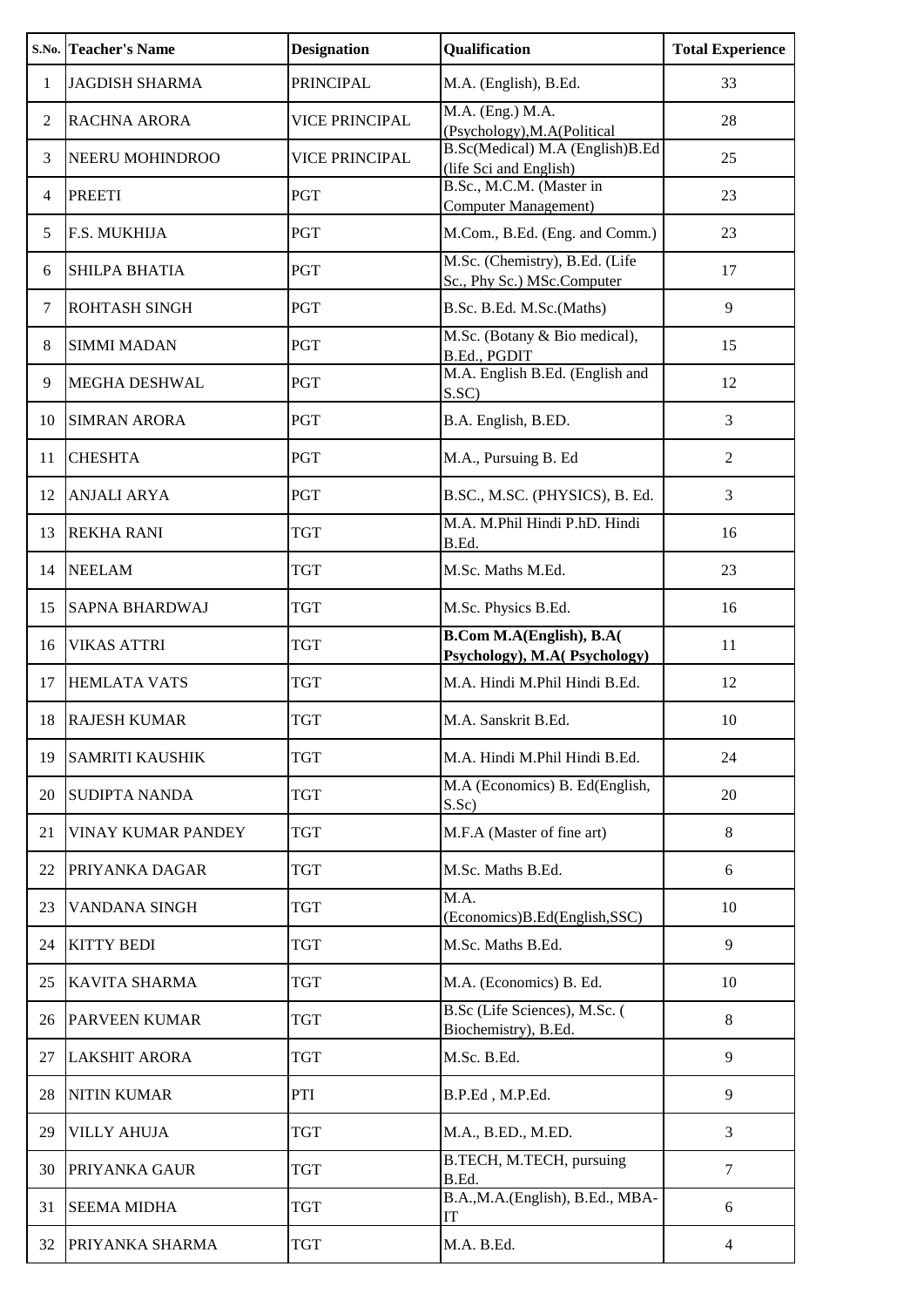| S.No. | Teacher's Name | Designation | Qualification | Total Experience |
|---|---|---|---|---|
| 1 | JAGDISH SHARMA | PRINCIPAL | M.A. (English), B.Ed. | 33 |
| 2 | RACHNA ARORA | VICE PRINCIPAL | M.A. (Eng.) M.A. (Psychology),M.A(Political | 28 |
| 3 | NEERU MOHINDROO | VICE PRINCIPAL | B.Sc(Medical) M.A (English)B.Ed (life Sci and English) | 25 |
| 4 | PREETI | PGT | B.Sc., M.C.M. (Master in Computer Management) | 23 |
| 5 | F.S. MUKHIJA | PGT | M.Com., B.Ed. (Eng. and Comm.) | 23 |
| 6 | SHILPA BHATIA | PGT | M.Sc. (Chemistry), B.Ed. (Life Sc., Phy Sc.) MSc.Computer | 17 |
| 7 | ROHTASH SINGH | PGT | B.Sc. B.Ed. M.Sc.(Maths) | 9 |
| 8 | SIMMI MADAN | PGT | M.Sc. (Botany & Bio medical), B.Ed., PGDIT | 15 |
| 9 | MEGHA DESHWAL | PGT | M.A. English B.Ed. (English and S.SC) | 12 |
| 10 | SIMRAN ARORA | PGT | B.A. English, B.ED. | 3 |
| 11 | CHESHTA | PGT | M.A., Pursuing B. Ed | 2 |
| 12 | ANJALI ARYA | PGT | B.SC., M.SC. (PHYSICS), B. Ed. | 3 |
| 13 | REKHA RANI | TGT | M.A. M.Phil Hindi P.hD. Hindi B.Ed. | 16 |
| 14 | NEELAM | TGT | M.Sc. Maths M.Ed. | 23 |
| 15 | SAPNA BHARDWAJ | TGT | M.Sc. Physics B.Ed. | 16 |
| 16 | VIKAS ATTRI | TGT | **B.Com M.A(English), B.A( Psychology), M.A( Psychology)** | 11 |
| 17 | HEMLATA VATS | TGT | M.A. Hindi M.Phil Hindi B.Ed. | 12 |
| 18 | RAJESH KUMAR | TGT | M.A. Sanskrit B.Ed. | 10 |
| 19 | SAMRITI KAUSHIK | TGT | M.A. Hindi M.Phil Hindi B.Ed. | 24 |
| 20 | SUDIPTA NANDA | TGT | M.A (Economics) B. Ed(English, S.Sc) | 20 |
| 21 | VINAY KUMAR PANDEY | TGT | M.F.A (Master of fine art) | 8 |
| 22 | PRIYANKA DAGAR | TGT | M.Sc. Maths B.Ed. | 6 |
| 23 | VANDANA SINGH | TGT | M.A. (Economics)B.Ed(English,SSC) | 10 |
| 24 | KITTY BEDI | TGT | M.Sc. Maths B.Ed. | 9 |
| 25 | KAVITA SHARMA | TGT | M.A. (Economics) B. Ed. | 10 |
| 26 | PARVEEN KUMAR | TGT | B.Sc (Life Sciences), M.Sc. ( Biochemistry), B.Ed. | 8 |
| 27 | LAKSHIT ARORA | TGT | M.Sc. B.Ed. | 9 |
| 28 | NITIN KUMAR | PTI | B.P.Ed , M.P.Ed. | 9 |
| 29 | VILLY AHUJA | TGT | M.A., B.ED., M.ED. | 3 |
| 30 | PRIYANKA GAUR | TGT | B.TECH, M.TECH, pursuing B.Ed. | 7 |
| 31 | SEEMA MIDHA | TGT | B.A.,M.A.(English), B.Ed., MBA-IT | 6 |
| 32 | PRIYANKA SHARMA | TGT | M.A. B.Ed. | 4 |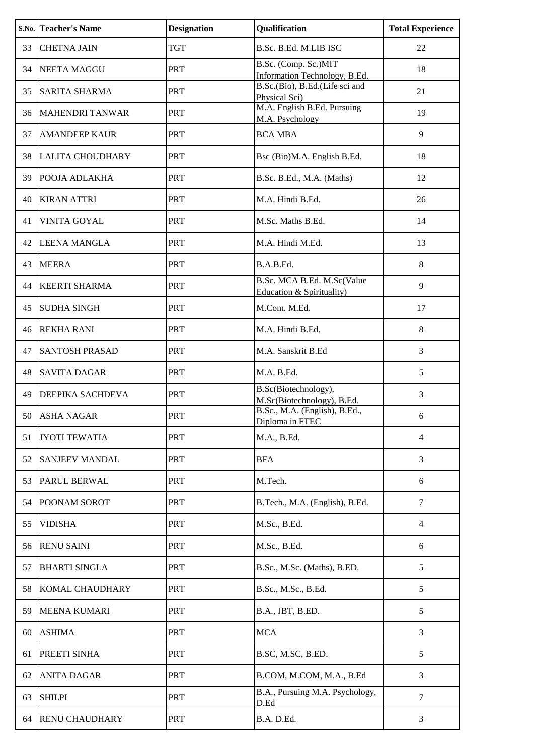| S.No. | Teacher's Name | Designation | Qualification | Total Experience |
|---|---|---|---|---|
| 33 | CHETNA JAIN | TGT | B.Sc. B.Ed. M.LIB ISC | 22 |
| 34 | NEETA MAGGU | PRT | B.Sc. (Comp. Sc.)MIT Information Technology, B.Ed. | 18 |
| 35 | SARITA SHARMA | PRT | B.Sc.(Bio), B.Ed.(Life sci and Physical Sci) | 21 |
| 36 | MAHENDRI TANWAR | PRT | M.A. English B.Ed. Pursuing M.A. Psychology | 19 |
| 37 | AMANDEEP KAUR | PRT | BCA MBA | 9 |
| 38 | LALITA CHOUDHARY | PRT | Bsc (Bio)M.A. English B.Ed. | 18 |
| 39 | POOJA ADLAKHA | PRT | B.Sc. B.Ed., M.A. (Maths) | 12 |
| 40 | KIRAN ATTRI | PRT | M.A. Hindi B.Ed. | 26 |
| 41 | VINITA GOYAL | PRT | M.Sc. Maths B.Ed. | 14 |
| 42 | LEENA MANGLA | PRT | M.A. Hindi M.Ed. | 13 |
| 43 | MEERA | PRT | B.A.B.Ed. | 8 |
| 44 | KEERTI SHARMA | PRT | B.Sc. MCA B.Ed. M.Sc(Value Education & Spirituality) | 9 |
| 45 | SUDHA SINGH | PRT | M.Com. M.Ed. | 17 |
| 46 | REKHA RANI | PRT | M.A. Hindi B.Ed. | 8 |
| 47 | SANTOSH PRASAD | PRT | M.A. Sanskrit B.Ed | 3 |
| 48 | SAVITA DAGAR | PRT | M.A. B.Ed. | 5 |
| 49 | DEEPIKA SACHDEVA | PRT | B.Sc(Biotechnology), M.Sc(Biotechnology), B.Ed. | 3 |
| 50 | ASHA NAGAR | PRT | B.Sc., M.A. (English), B.Ed., Diploma in FTEC | 6 |
| 51 | JYOTI TEWATIA | PRT | M.A., B.Ed. | 4 |
| 52 | SANJEEV MANDAL | PRT | BFA | 3 |
| 53 | PARUL BERWAL | PRT | M.Tech. | 6 |
| 54 | POONAM SOROT | PRT | B.Tech., M.A. (English), B.Ed. | 7 |
| 55 | VIDISHA | PRT | M.Sc., B.Ed. | 4 |
| 56 | RENU SAINI | PRT | M.Sc., B.Ed. | 6 |
| 57 | BHARTI SINGLA | PRT | B.Sc., M.Sc. (Maths), B.ED. | 5 |
| 58 | KOMAL CHAUDHARY | PRT | B.Sc., M.Sc., B.Ed. | 5 |
| 59 | MEENA KUMARI | PRT | B.A., JBT, B.ED. | 5 |
| 60 | ASHIMA | PRT | MCA | 3 |
| 61 | PREETI SINHA | PRT | B.SC, M.SC, B.ED. | 5 |
| 62 | ANITA DAGAR | PRT | B.COM, M.COM, M.A., B.Ed | 3 |
| 63 | SHILPI | PRT | B.A., Pursuing M.A. Psychology, D.Ed | 7 |
| 64 | RENU CHAUDHARY | PRT | B.A. D.Ed. | 3 |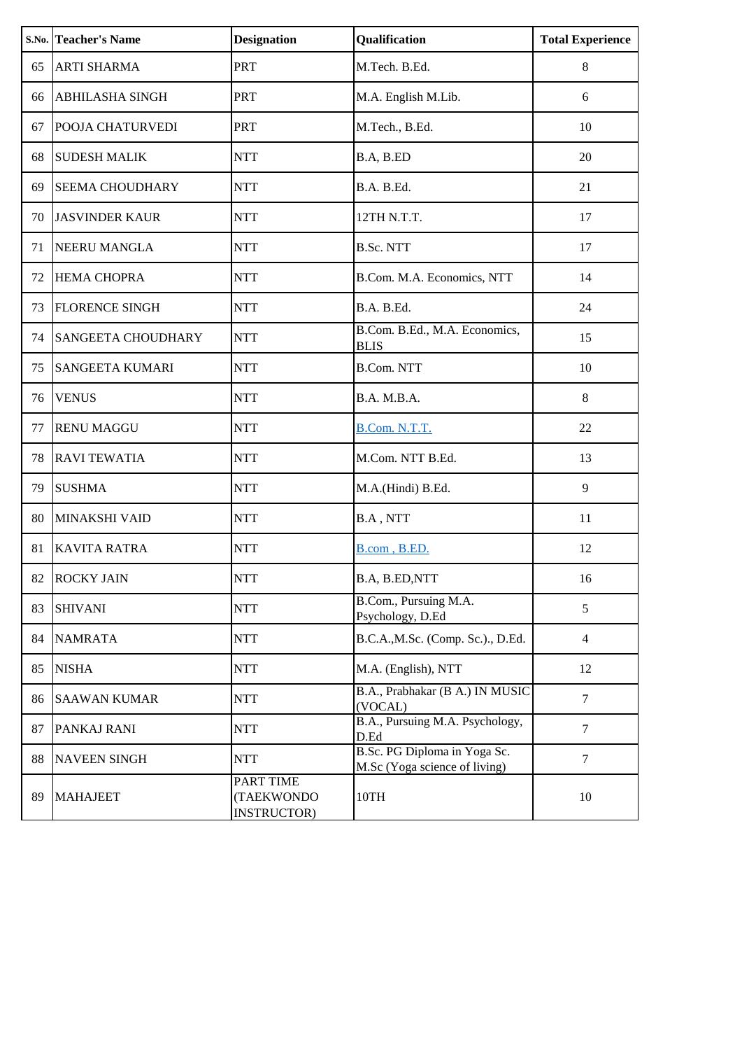| S.No. | Teacher's Name | Designation | Qualification | Total Experience |
|---|---|---|---|---|
| 65 | ARTI SHARMA | PRT | M.Tech. B.Ed. | 8 |
| 66 | ABHILASHA SINGH | PRT | M.A. English M.Lib. | 6 |
| 67 | POOJA CHATURVEDI | PRT | M.Tech., B.Ed. | 10 |
| 68 | SUDESH MALIK | NTT | B.A, B.ED | 20 |
| 69 | SEEMA CHOUDHARY | NTT | B.A. B.Ed. | 21 |
| 70 | JASVINDER KAUR | NTT | 12TH N.T.T. | 17 |
| 71 | NEERU MANGLA | NTT | B.Sc. NTT | 17 |
| 72 | HEMA CHOPRA | NTT | B.Com. M.A. Economics, NTT | 14 |
| 73 | FLORENCE SINGH | NTT | B.A. B.Ed. | 24 |
| 74 | SANGEETA CHOUDHARY | NTT | B.Com. B.Ed., M.A. Economics, BLIS | 15 |
| 75 | SANGEETA KUMARI | NTT | B.Com. NTT | 10 |
| 76 | VENUS | NTT | B.A. M.B.A. | 8 |
| 77 | RENU MAGGU | NTT | B.Com. N.T.T. | 22 |
| 78 | RAVI TEWATIA | NTT | M.Com. NTT B.Ed. | 13 |
| 79 | SUSHMA | NTT | M.A.(Hindi) B.Ed. | 9 |
| 80 | MINAKSHI VAID | NTT | B.A , NTT | 11 |
| 81 | KAVITA RATRA | NTT | B.com , B.ED. | 12 |
| 82 | ROCKY JAIN | NTT | B.A, B.ED,NTT | 16 |
| 83 | SHIVANI | NTT | B.Com., Pursuing M.A. Psychology, D.Ed | 5 |
| 84 | NAMRATA | NTT | B.C.A.,M.Sc. (Comp. Sc.)., D.Ed. | 4 |
| 85 | NISHA | NTT | M.A. (English), NTT | 12 |
| 86 | SAAWAN KUMAR | NTT | B.A., Prabhakar (B A.) IN MUSIC (VOCAL) | 7 |
| 87 | PANKAJ RANI | NTT | B.A., Pursuing M.A. Psychology, D.Ed | 7 |
| 88 | NAVEEN SINGH | NTT | B.Sc. PG Diploma in Yoga Sc. M.Sc (Yoga science of living) | 7 |
| 89 | MAHAJEET | PART TIME (TAEKWONDO INSTRUCTOR) | 10TH | 10 |